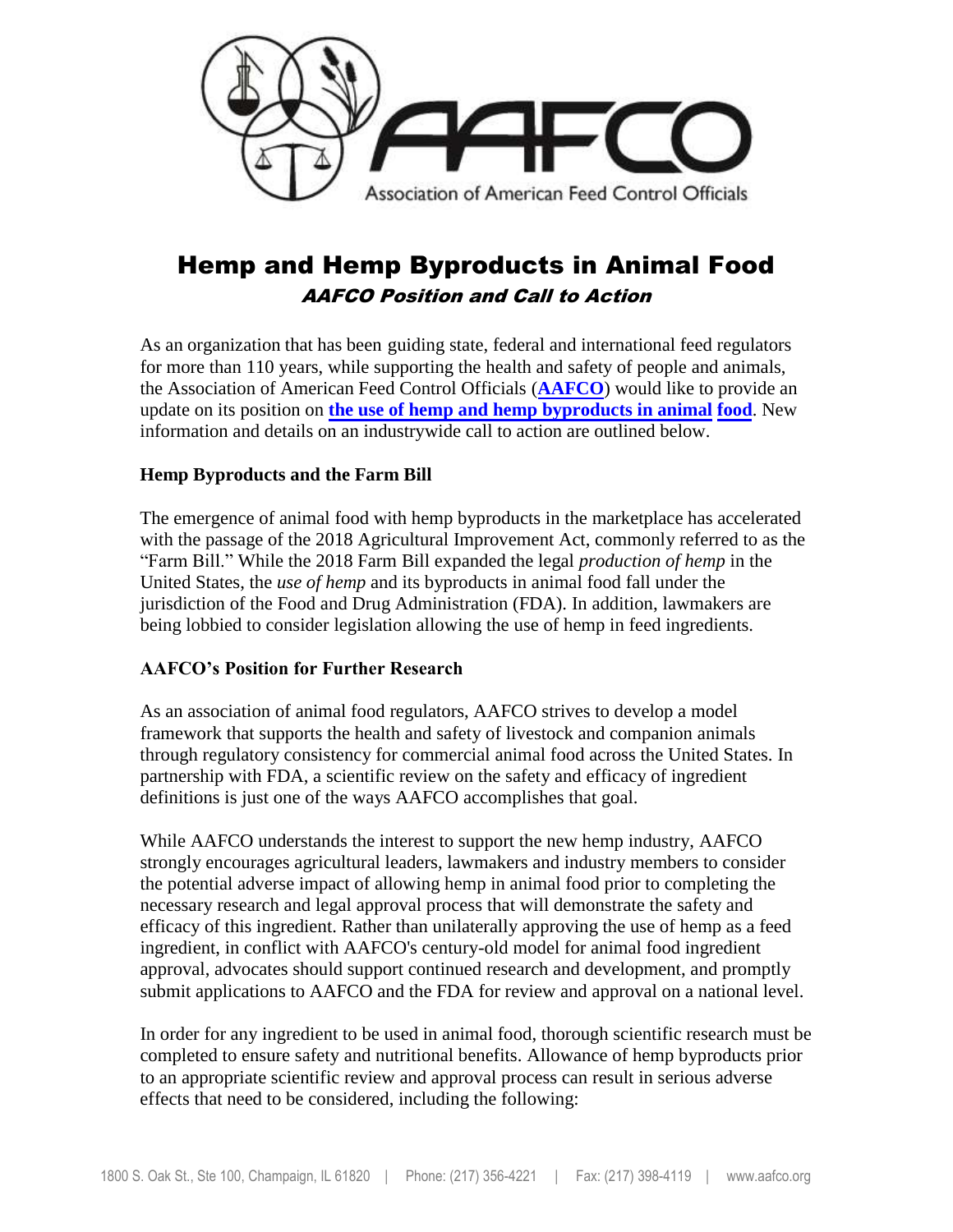# Hemp and Hemp Byproducts in Animal Food

## *AAFCO Position and Call to Action*

As an organization that has been guiding state, federal and international feed regulators for more than 110 years, while supporting the health and safety of people and animals, the Association of American Feed Control Officials (**AAFCO**) would like to provide an update on its position on **the use of hemp and hemp byproducts in animal food**. New information and details on an industrywide call to action are outlined below.

### Hemp Byproducts and the Farm Bill

The emergence of animal food with hemp byproducts in the marketplace has accelerated with the passage of the 2018 Agricultural Improvement Act, commonly referred to as the "Farm Bill." While the 2018 Farm Bill expanded the legal *production of hemp* in the United States, the *use of hemp* and its byproducts in animal food fall under the jurisdiction of the Food and Drug Administration (FDA). In addition, lawmakers are being lobbied to consider legislation allowing the use of hemp in feed ingredients.

### AAFCO's Position for Further Research

As an association of animal food regulators, AAFCO strives to develop a model framework that supports the health and safety of livestock and companion animals through regulatory consistency for commercial animal food across the United States. In partnership with FDA, a scientific review on the safety and efficacy of ingredient definitions is just one of the ways AAFCO accomplishes that goal.

While AAFCO understands the interest to support the new hemp industry, AAFCO strongly encourages agricultural leaders, lawmakers and industry members to consider the potential adverse impact of allowing hemp in animal food prior to completing the necessary research and legal approval process that will demonstrate the safety and efficacy of this ingredient. Rather than unilaterally approving the use of hemp as a feed ingredient, in conflict with AAFCO's century-old model for animal food ingredient approval, advocates should support continued research and development, and promptly submit applications to AAFCO and the FDA for review and approval on a national level.

In order for any ingredient to be used in animal food, thorough scientific research must be completed to ensure safety and nutritional benefits. Allowance of hemp byproducts prior to an appropriate scientific review and approval process can result in serious adverse effects that need to be considered, including the following: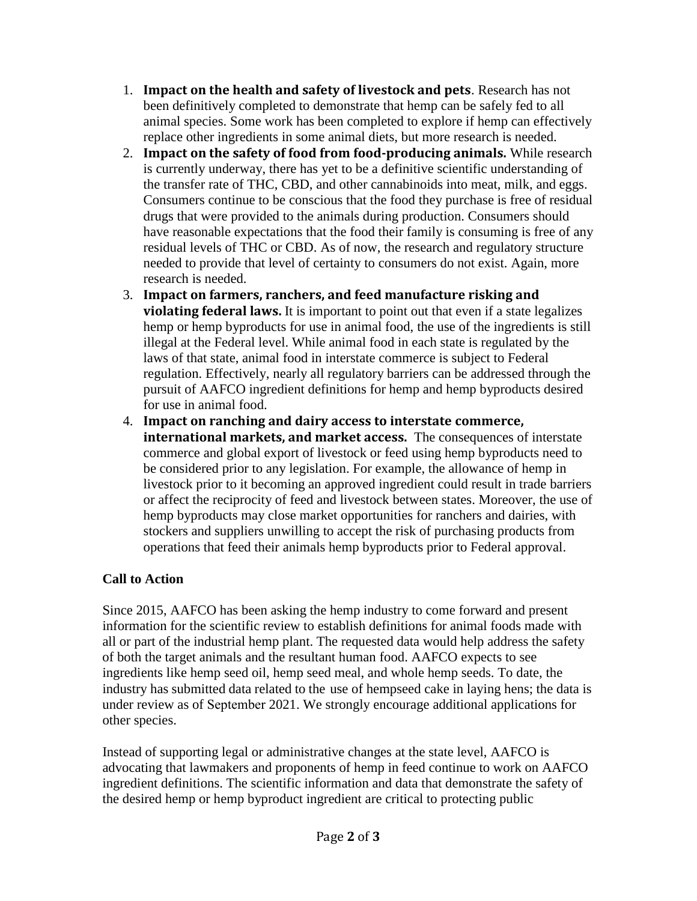1. **Impact on the health and safety of livestock and pets**. Research has not been definitively completed to demonstrate that hemp can be safely fed to all animal species. Some work has been completed to explore if hemp can effectively replace other ingredients in some animal diets, but more research is needed.
2. **Impact on the safety of food from food-producing animals.** While research is currently underway, there has yet to be a definitive scientific understanding of the transfer rate of THC, CBD, and other cannabinoids into meat, milk, and eggs. Consumers continue to be conscious that the food they purchase is free of residual drugs that were provided to the animals during production. Consumers should have reasonable expectations that the food their family is consuming is free of any residual levels of THC or CBD. As of now, the research and regulatory structure needed to provide that level of certainty to consumers do not exist. Again, more research is needed.
3. **Impact on farmers, ranchers, and feed manufacture risking and violating federal laws.** It is important to point out that even if a state legalizes hemp or hemp byproducts for use in animal food, the use of the ingredients is still illegal at the Federal level. While animal food in each state is regulated by the laws of that state, animal food in interstate commerce is subject to Federal regulation. Effectively, nearly all regulatory barriers can be addressed through the pursuit of AAFCO ingredient definitions for hemp and hemp byproducts desired for use in animal food.
4. **Impact on ranching and dairy access to interstate commerce, international markets, and market access.** The consequences of interstate commerce and global export of livestock or feed using hemp byproducts need to be considered prior to any legislation. For example, the allowance of hemp in livestock prior to it becoming an approved ingredient could result in trade barriers or affect the reciprocity of feed and livestock between states. Moreover, the use of hemp byproducts may close market opportunities for ranchers and dairies, with stockers and suppliers unwilling to accept the risk of purchasing products from operations that feed their animals hemp byproducts prior to Federal approval.

**Call to Action**

Since 2015, AAFCO has been asking the hemp industry to come forward and present information for the scientific review to establish definitions for animal foods made with all or part of the industrial hemp plant. The requested data would help address the safety of both the target animals and the resultant human food. AAFCO expects to see ingredients like hemp seed oil, hemp seed meal, and whole hemp seeds. To date, the industry has submitted data related to the use of hempseed cake in laying hens; the data is under review as of September 2021. We strongly encourage additional applications for other species.

Instead of supporting legal or administrative changes at the state level, AAFCO is advocating that lawmakers and proponents of hemp in feed continue to work on AAFCO ingredient definitions. The scientific information and data that demonstrate the safety of the desired hemp or hemp byproduct ingredient are critical to protecting public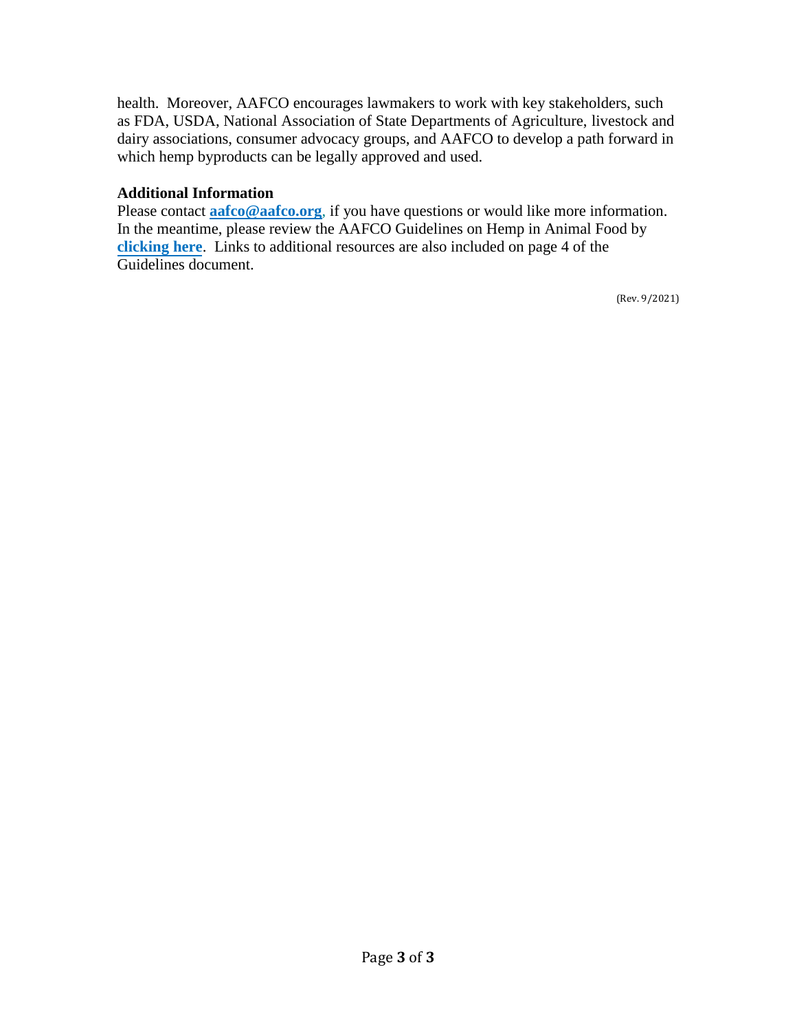health. Moreover, AAFCO encourages lawmakers to work with key stakeholders, such as FDA, USDA, National Association of State Departments of Agriculture, livestock and dairy associations, consumer advocacy groups, and AAFCO to develop a path forward in which hemp byproducts can be legally approved and used.

**Additional Information**

Please contact **aafco@aafco.org**, if you have questions or would like more information. In the meantime, please review the AAFCO Guidelines on Hemp in Animal Food by **clicking here**. Links to additional resources are also included on page 4 of the Guidelines document.

(Rev. 9/2021)